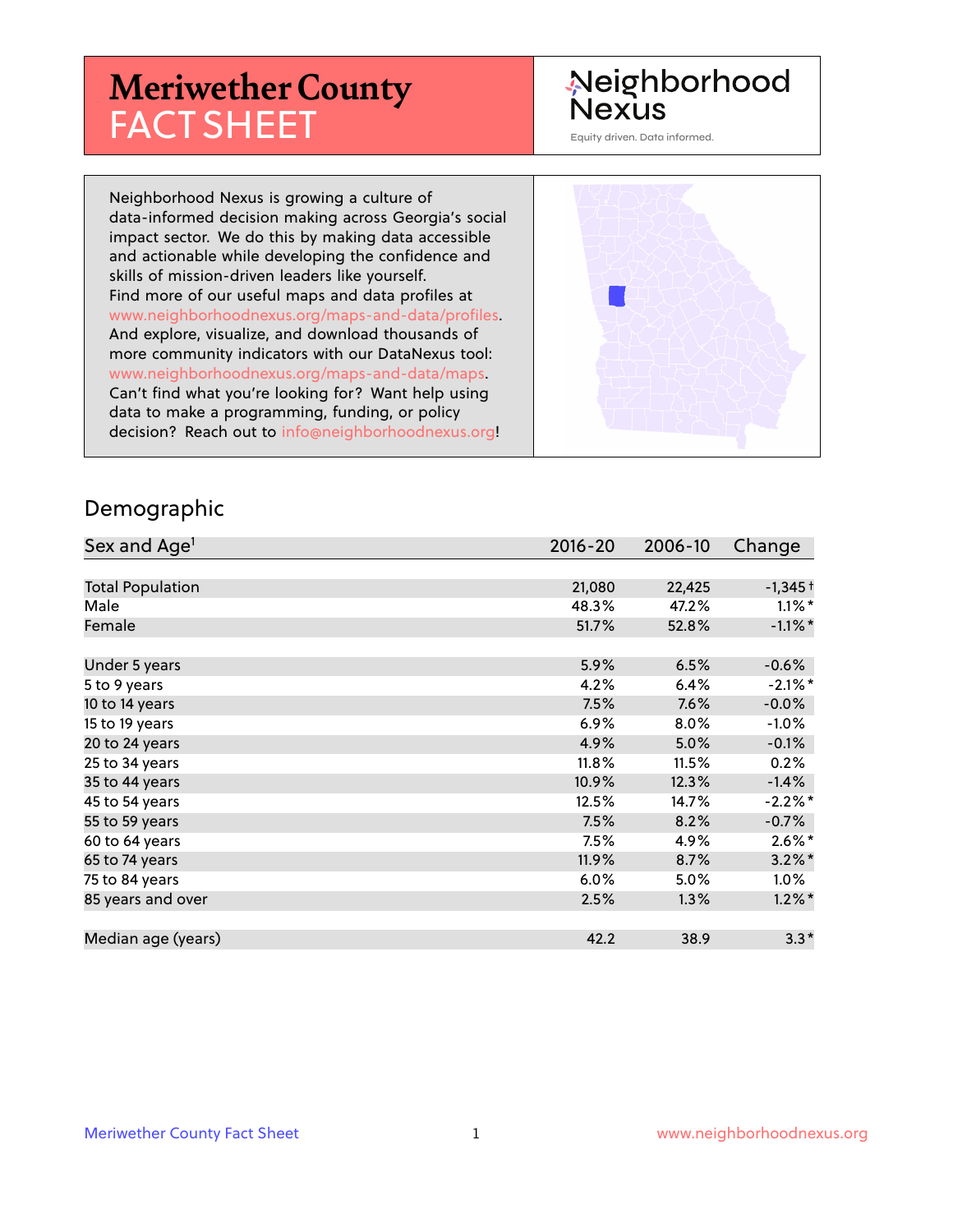# Meriwether County FACT SHEET

Neighborhood Nexus

Equity driven. Data informed.

Neighborhood Nexus is growing a culture of data-informed decision making across Georgia's social impact sector. We do this by making data accessible and actionable while developing the confidence and skills of mission-driven leaders like yourself. Find more of our useful maps and data profiles at www.neighborhoodnexus.org/maps-and-data/profiles. And explore, visualize, and download thousands of more community indicators with our DataNexus tool: www.neighborhoodnexus.org/maps-and-data/maps. Can't find what you're looking for? Want help using data to make a programming, funding, or policy decision? Reach out to info@neighborhoodnexus.org!

## Demographic

| Sex and Age[1] | 2016-20 | 2006-10 | Change |
|---|---|---|---|
| Total Population | 21,080 | 22,425 | -1,345 † |
| Male | 48.3% | 47.2% | 1.1% * |
| Female | 51.7% | 52.8% | -1.1% * |
| Under 5 years | 5.9% | 6.5% | -0.6% |
| 5 to 9 years | 4.2% | 6.4% | -2.1% * |
| 10 to 14 years | 7.5% | 7.6% | -0.0% |
| 15 to 19 years | 6.9% | 8.0% | -1.0% |
| 20 to 24 years | 4.9% | 5.0% | -0.1% |
| 25 to 34 years | 11.8% | 11.5% | 0.2% |
| 35 to 44 years | 10.9% | 12.3% | -1.4% |
| 45 to 54 years | 12.5% | 14.7% | -2.2% * |
| 55 to 59 years | 7.5% | 8.2% | -0.7% |
| 60 to 64 years | 7.5% | 4.9% | 2.6% * |
| 65 to 74 years | 11.9% | 8.7% | 3.2% * |
| 75 to 84 years | 6.0% | 5.0% | 1.0% |
| 85 years and over | 2.5% | 1.3% | 1.2% * |
| Median age (years) | 42.2 | 38.9 | 3.3 * |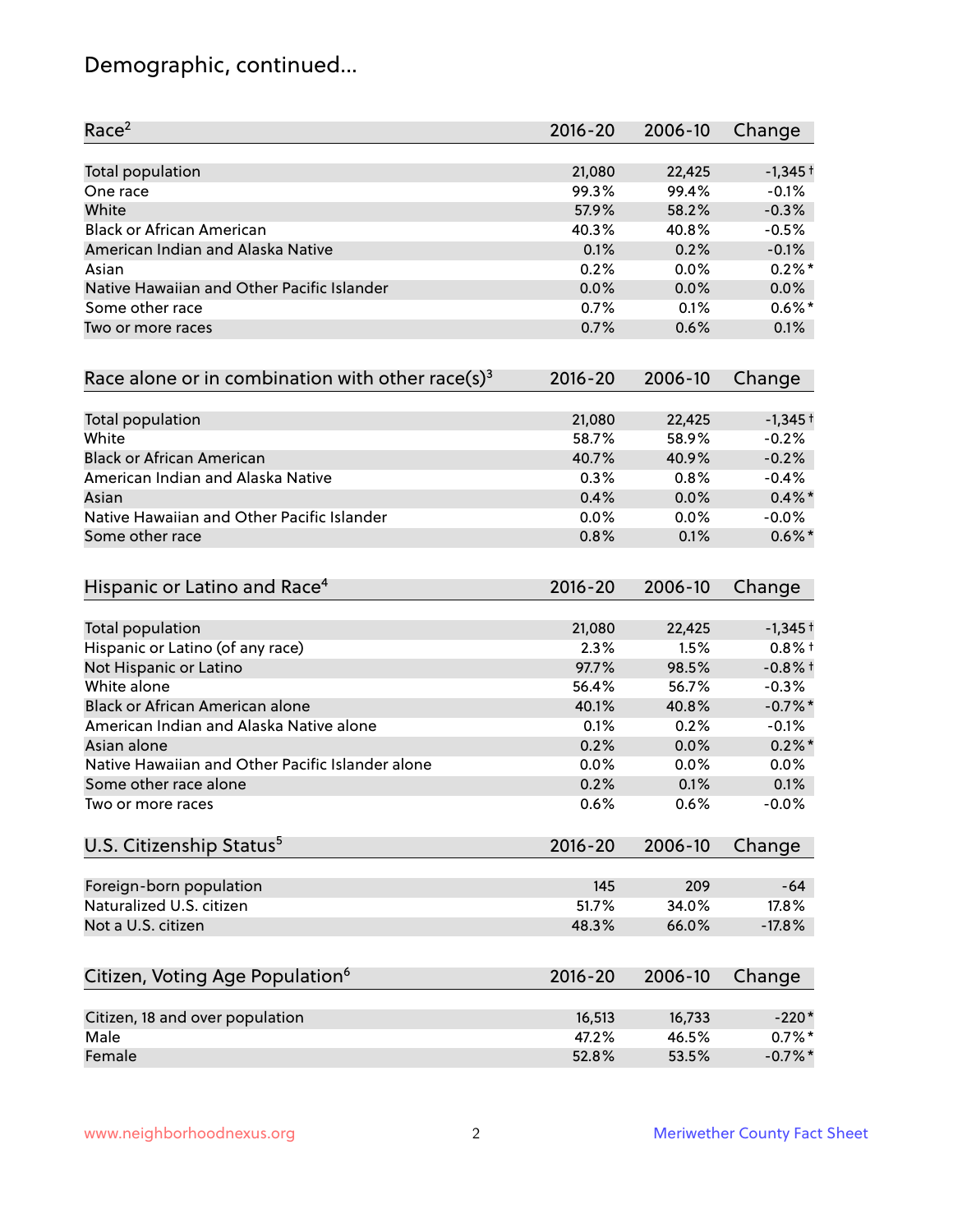# Demographic, continued...

| Race[2] | 2016-20 | 2006-10 | Change |
|---|---|---|---|
| Total population | 21,080 | 22,425 | -1,345 † |
| One race | 99.3% | 99.4% | -0.1% |
| White | 57.9% | 58.2% | -0.3% |
| Black or African American | 40.3% | 40.8% | -0.5% |
| American Indian and Alaska Native | 0.1% | 0.2% | -0.1% |
| Asian | 0.2% | 0.0% | 0.2% * |
| Native Hawaiian and Other Pacific Islander | 0.0% | 0.0% | 0.0% |
| Some other race | 0.7% | 0.1% | 0.6% * |
| Two or more races | 0.7% | 0.6% | 0.1% |

| Race alone or in combination with other race(s)[3] | 2016-20 | 2006-10 | Change |
|---|---|---|---|
| Total population | 21,080 | 22,425 | -1,345 † |
| White | 58.7% | 58.9% | -0.2% |
| Black or African American | 40.7% | 40.9% | -0.2% |
| American Indian and Alaska Native | 0.3% | 0.8% | -0.4% |
| Asian | 0.4% | 0.0% | 0.4% * |
| Native Hawaiian and Other Pacific Islander | 0.0% | 0.0% | -0.0% |
| Some other race | 0.8% | 0.1% | 0.6% * |

| Hispanic or Latino and Race[4] | 2016-20 | 2006-10 | Change |
|---|---|---|---|
| Total population | 21,080 | 22,425 | -1,345 † |
| Hispanic or Latino (of any race) | 2.3% | 1.5% | 0.8% † |
| Not Hispanic or Latino | 97.7% | 98.5% | -0.8% † |
| White alone | 56.4% | 56.7% | -0.3% |
| Black or African American alone | 40.1% | 40.8% | -0.7% * |
| American Indian and Alaska Native alone | 0.1% | 0.2% | -0.1% |
| Asian alone | 0.2% | 0.0% | 0.2% * |
| Native Hawaiian and Other Pacific Islander alone | 0.0% | 0.0% | 0.0% |
| Some other race alone | 0.2% | 0.1% | 0.1% |
| Two or more races | 0.6% | 0.6% | -0.0% |

| U.S. Citizenship Status[5] | 2016-20 | 2006-10 | Change |
|---|---|---|---|
| Foreign-born population | 145 | 209 | -64 |
| Naturalized U.S. citizen | 51.7% | 34.0% | 17.8% |
| Not a U.S. citizen | 48.3% | 66.0% | -17.8% |

| Citizen, Voting Age Population[6] | 2016-20 | 2006-10 | Change |
|---|---|---|---|
| Citizen, 18 and over population | 16,513 | 16,733 | -220 * |
| Male | 47.2% | 46.5% | 0.7% * |
| Female | 52.8% | 53.5% | -0.7% * |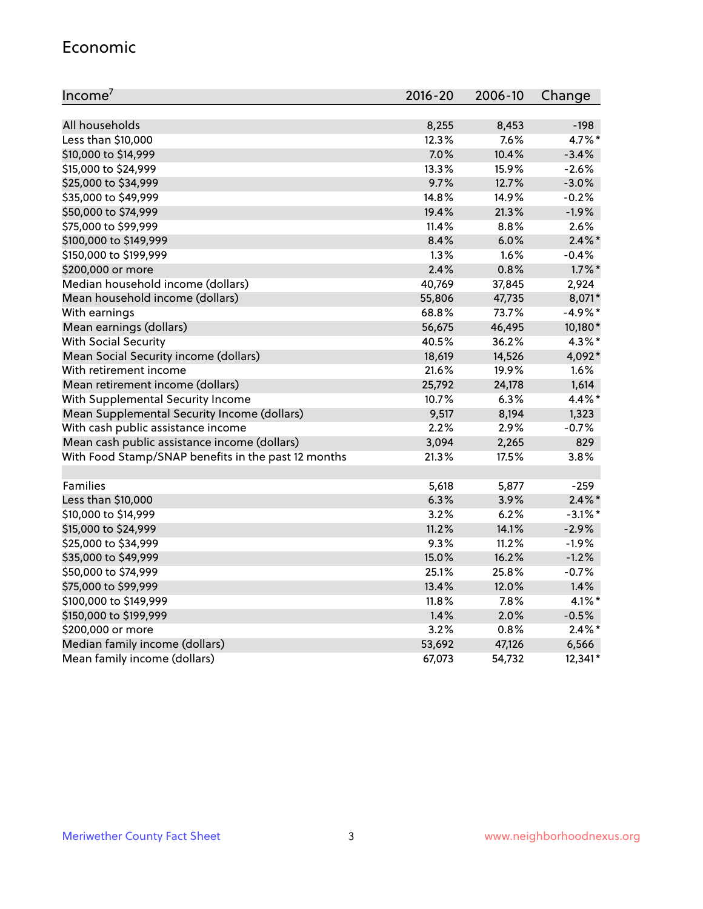## Economic

| Income[7] | 2016-20 | 2006-10 | Change |
|---|---|---|---|
| All households | 8,255 | 8,453 | -198 |
| Less than $10,000 | 12.3% | 7.6% | 4.7%* |
| $10,000 to $14,999 | 7.0% | 10.4% | -3.4% |
| $15,000 to $24,999 | 13.3% | 15.9% | -2.6% |
| $25,000 to $34,999 | 9.7% | 12.7% | -3.0% |
| $35,000 to $49,999 | 14.8% | 14.9% | -0.2% |
| $50,000 to $74,999 | 19.4% | 21.3% | -1.9% |
| $75,000 to $99,999 | 11.4% | 8.8% | 2.6% |
| $100,000 to $149,999 | 8.4% | 6.0% | 2.4%* |
| $150,000 to $199,999 | 1.3% | 1.6% | -0.4% |
| $200,000 or more | 2.4% | 0.8% | 1.7%* |
| Median household income (dollars) | 40,769 | 37,845 | 2,924 |
| Mean household income (dollars) | 55,806 | 47,735 | 8,071* |
| With earnings | 68.8% | 73.7% | -4.9%* |
| Mean earnings (dollars) | 56,675 | 46,495 | 10,180* |
| With Social Security | 40.5% | 36.2% | 4.3%* |
| Mean Social Security income (dollars) | 18,619 | 14,526 | 4,092* |
| With retirement income | 21.6% | 19.9% | 1.6% |
| Mean retirement income (dollars) | 25,792 | 24,178 | 1,614 |
| With Supplemental Security Income | 10.7% | 6.3% | 4.4%* |
| Mean Supplemental Security Income (dollars) | 9,517 | 8,194 | 1,323 |
| With cash public assistance income | 2.2% | 2.9% | -0.7% |
| Mean cash public assistance income (dollars) | 3,094 | 2,265 | 829 |
| With Food Stamp/SNAP benefits in the past 12 months | 21.3% | 17.5% | 3.8% |
| | | | |
| Families | 5,618 | 5,877 | -259 |
| Less than $10,000 | 6.3% | 3.9% | 2.4%* |
| $10,000 to $14,999 | 3.2% | 6.2% | -3.1%* |
| $15,000 to $24,999 | 11.2% | 14.1% | -2.9% |
| $25,000 to $34,999 | 9.3% | 11.2% | -1.9% |
| $35,000 to $49,999 | 15.0% | 16.2% | -1.2% |
| $50,000 to $74,999 | 25.1% | 25.8% | -0.7% |
| $75,000 to $99,999 | 13.4% | 12.0% | 1.4% |
| $100,000 to $149,999 | 11.8% | 7.8% | 4.1%* |
| $150,000 to $199,999 | 1.4% | 2.0% | -0.5% |
| $200,000 or more | 3.2% | 0.8% | 2.4%* |
| Median family income (dollars) | 53,692 | 47,126 | 6,566 |
| Mean family income (dollars) | 67,073 | 54,732 | 12,341* |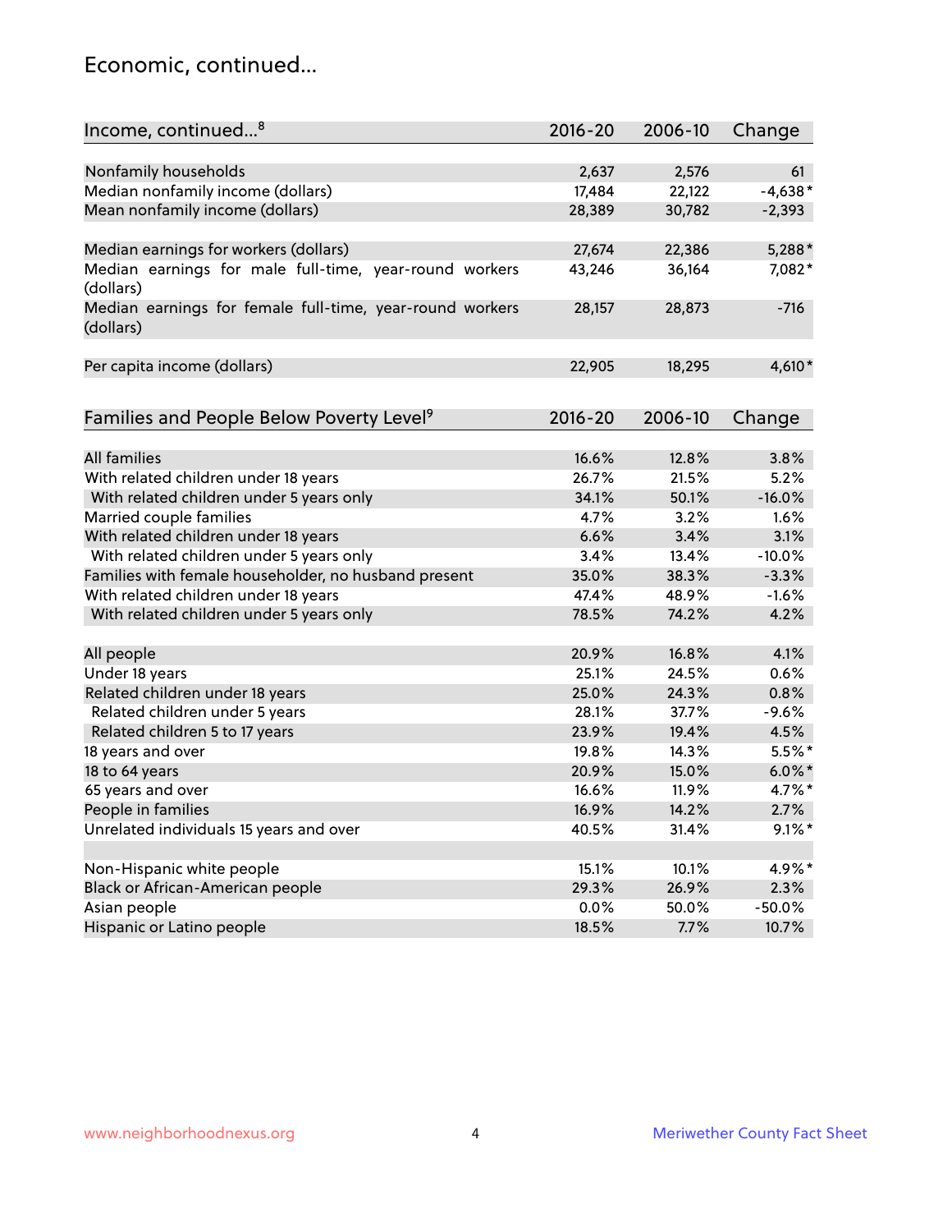# Economic, continued...

| Income, continued...[8] | 2016-20 | 2006-10 | Change |
|---|---|---|---|
| Nonfamily households | 2,637 | 2,576 | 61 |
| Median nonfamily income (dollars) | 17,484 | 22,122 | -4,638* |
| Mean nonfamily income (dollars) | 28,389 | 30,782 | -2,393 |
| Median earnings for workers (dollars) | 27,674 | 22,386 | 5,288* |
| Median earnings for male full-time, year-round workers (dollars) | 43,246 | 36,164 | 7,082* |
| Median earnings for female full-time, year-round workers (dollars) | 28,157 | 28,873 | -716 |
| Per capita income (dollars) | 22,905 | 18,295 | 4,610* |

| Families and People Below Poverty Level[9] | 2016-20 | 2006-10 | Change |
|---|---|---|---|
| All families | 16.6% | 12.8% | 3.8% |
| With related children under 18 years | 26.7% | 21.5% | 5.2% |
| With related children under 5 years only | 34.1% | 50.1% | -16.0% |
| Married couple families | 4.7% | 3.2% | 1.6% |
| With related children under 18 years | 6.6% | 3.4% | 3.1% |
| With related children under 5 years only | 3.4% | 13.4% | -10.0% |
| Families with female householder, no husband present | 35.0% | 38.3% | -3.3% |
| With related children under 18 years | 47.4% | 48.9% | -1.6% |
| With related children under 5 years only | 78.5% | 74.2% | 4.2% |
| All people | 20.9% | 16.8% | 4.1% |
| Under 18 years | 25.1% | 24.5% | 0.6% |
| Related children under 18 years | 25.0% | 24.3% | 0.8% |
| Related children under 5 years | 28.1% | 37.7% | -9.6% |
| Related children 5 to 17 years | 23.9% | 19.4% | 4.5% |
| 18 years and over | 19.8% | 14.3% | 5.5%* |
| 18 to 64 years | 20.9% | 15.0% | 6.0%* |
| 65 years and over | 16.6% | 11.9% | 4.7%* |
| People in families | 16.9% | 14.2% | 2.7% |
| Unrelated individuals 15 years and over | 40.5% | 31.4% | 9.1%* |
| Non-Hispanic white people | 15.1% | 10.1% | 4.9%* |
| Black or African-American people | 29.3% | 26.9% | 2.3% |
| Asian people | 0.0% | 50.0% | -50.0% |
| Hispanic or Latino people | 18.5% | 7.7% | 10.7% |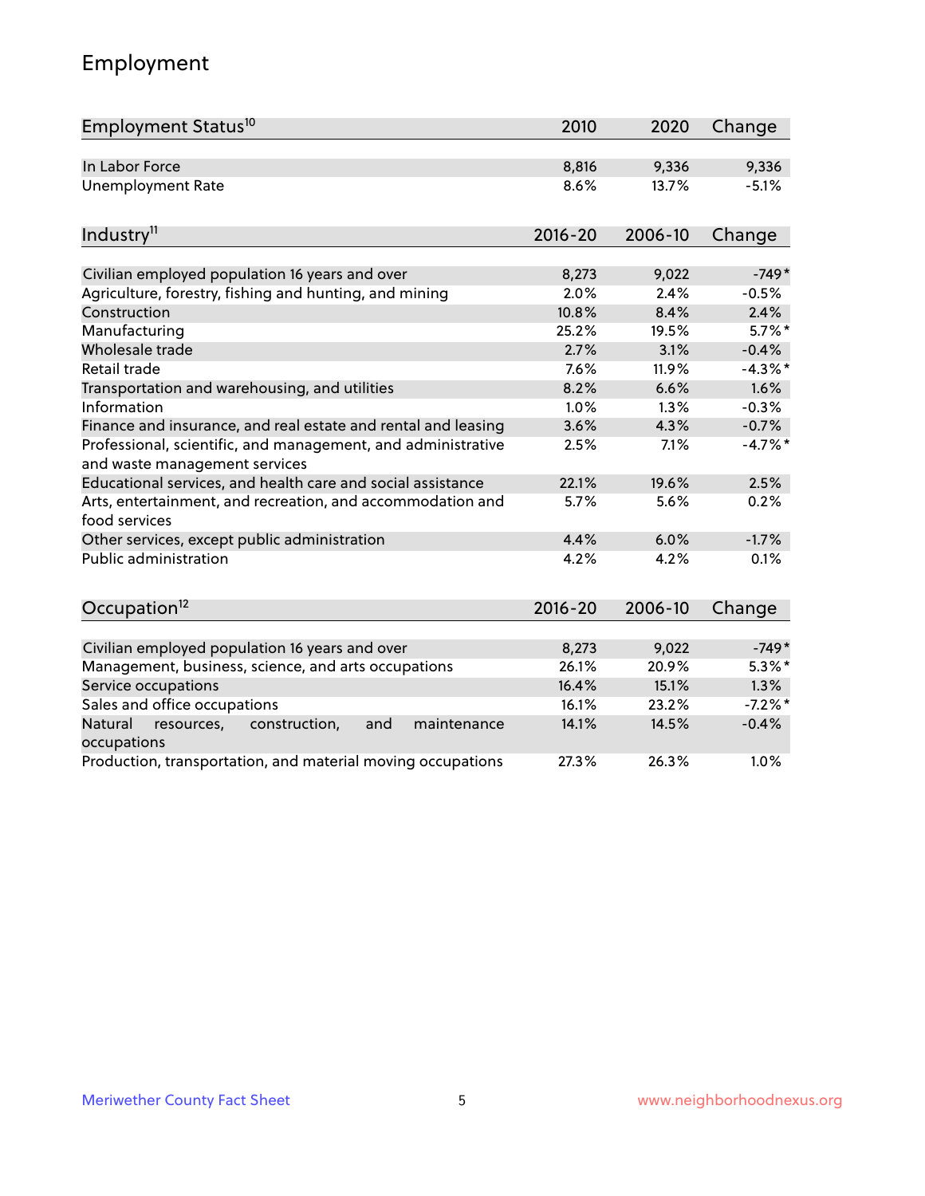# Employment

| Employment Status[10] | 2010 | 2020 | Change |
|---|---|---|---|
| In Labor Force | 8,816 | 9,336 | 9,336 |
| Unemployment Rate | 8.6% | 13.7% | -5.1% |

| Industry[11] | 2016-20 | 2006-10 | Change |
|---|---|---|---|
| Civilian employed population 16 years and over | 8,273 | 9,022 | -749* |
| Agriculture, forestry, fishing and hunting, and mining | 2.0% | 2.4% | -0.5% |
| Construction | 10.8% | 8.4% | 2.4% |
| Manufacturing | 25.2% | 19.5% | 5.7%* |
| Wholesale trade | 2.7% | 3.1% | -0.4% |
| Retail trade | 7.6% | 11.9% | -4.3%* |
| Transportation and warehousing, and utilities | 8.2% | 6.6% | 1.6% |
| Information | 1.0% | 1.3% | -0.3% |
| Finance and insurance, and real estate and rental and leasing | 3.6% | 4.3% | -0.7% |
| Professional, scientific, and management, and administrative and waste management services | 2.5% | 7.1% | -4.7%* |
| Educational services, and health care and social assistance | 22.1% | 19.6% | 2.5% |
| Arts, entertainment, and recreation, and accommodation and food services | 5.7% | 5.6% | 0.2% |
| Other services, except public administration | 4.4% | 6.0% | -1.7% |
| Public administration | 4.2% | 4.2% | 0.1% |

| Occupation[12] | 2016-20 | 2006-10 | Change |
|---|---|---|---|
| Civilian employed population 16 years and over | 8,273 | 9,022 | -749* |
| Management, business, science, and arts occupations | 26.1% | 20.9% | 5.3%* |
| Service occupations | 16.4% | 15.1% | 1.3% |
| Sales and office occupations | 16.1% | 23.2% | -7.2%* |
| Natural resources, construction, and maintenance occupations | 14.1% | 14.5% | -0.4% |
| Production, transportation, and material moving occupations | 27.3% | 26.3% | 1.0% |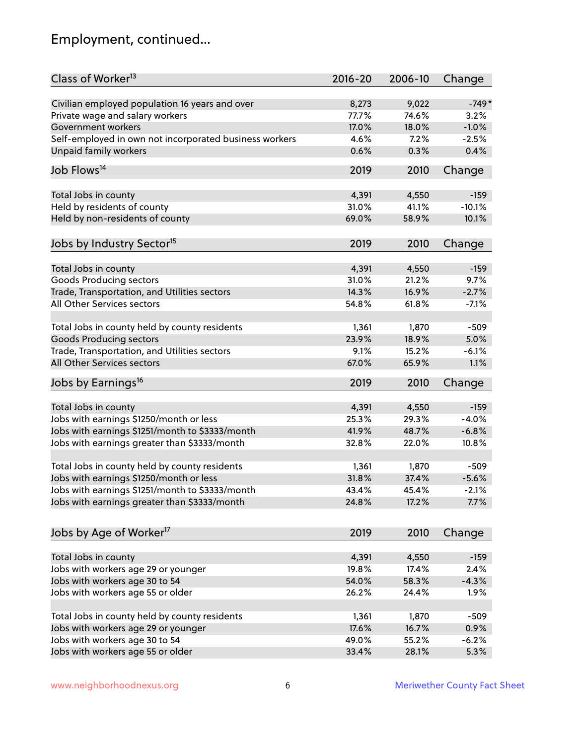## Employment, continued...

| Class of Worker[13] | 2016-20 | 2006-10 | Change |
|---|---|---|---|
| Civilian employed population 16 years and over | 8,273 | 9,022 | -749* |
| Private wage and salary workers | 77.7% | 74.6% | 3.2% |
| Government workers | 17.0% | 18.0% | -1.0% |
| Self-employed in own not incorporated business workers | 4.6% | 7.2% | -2.5% |
| Unpaid family workers | 0.6% | 0.3% | 0.4% |

| Job Flows[14] | 2019 | 2010 | Change |
|---|---|---|---|
| Total Jobs in county | 4,391 | 4,550 | -159 |
| Held by residents of county | 31.0% | 41.1% | -10.1% |
| Held by non-residents of county | 69.0% | 58.9% | 10.1% |

| Jobs by Industry Sector[15] | 2019 | 2010 | Change |
|---|---|---|---|
| Total Jobs in county | 4,391 | 4,550 | -159 |
| Goods Producing sectors | 31.0% | 21.2% | 9.7% |
| Trade, Transportation, and Utilities sectors | 14.3% | 16.9% | -2.7% |
| All Other Services sectors | 54.8% | 61.8% | -7.1% |
| | | | |
| Total Jobs in county held by county residents | 1,361 | 1,870 | -509 |
| Goods Producing sectors | 23.9% | 18.9% | 5.0% |
| Trade, Transportation, and Utilities sectors | 9.1% | 15.2% | -6.1% |
| All Other Services sectors | 67.0% | 65.9% | 1.1% |

| Jobs by Earnings[16] | 2019 | 2010 | Change |
|---|---|---|---|
| Total Jobs in county | 4,391 | 4,550 | -159 |
| Jobs with earnings $1250/month or less | 25.3% | 29.3% | -4.0% |
| Jobs with earnings $1251/month to $3333/month | 41.9% | 48.7% | -6.8% |
| Jobs with earnings greater than $3333/month | 32.8% | 22.0% | 10.8% |
| | | | |
| Total Jobs in county held by county residents | 1,361 | 1,870 | -509 |
| Jobs with earnings $1250/month or less | 31.8% | 37.4% | -5.6% |
| Jobs with earnings $1251/month to $3333/month | 43.4% | 45.4% | -2.1% |
| Jobs with earnings greater than $3333/month | 24.8% | 17.2% | 7.7% |

| Jobs by Age of Worker[17] | 2019 | 2010 | Change |
|---|---|---|---|
| Total Jobs in county | 4,391 | 4,550 | -159 |
| Jobs with workers age 29 or younger | 19.8% | 17.4% | 2.4% |
| Jobs with workers age 30 to 54 | 54.0% | 58.3% | -4.3% |
| Jobs with workers age 55 or older | 26.2% | 24.4% | 1.9% |
| | | | |
| Total Jobs in county held by county residents | 1,361 | 1,870 | -509 |
| Jobs with workers age 29 or younger | 17.6% | 16.7% | 0.9% |
| Jobs with workers age 30 to 54 | 49.0% | 55.2% | -6.2% |
| Jobs with workers age 55 or older | 33.4% | 28.1% | 5.3% |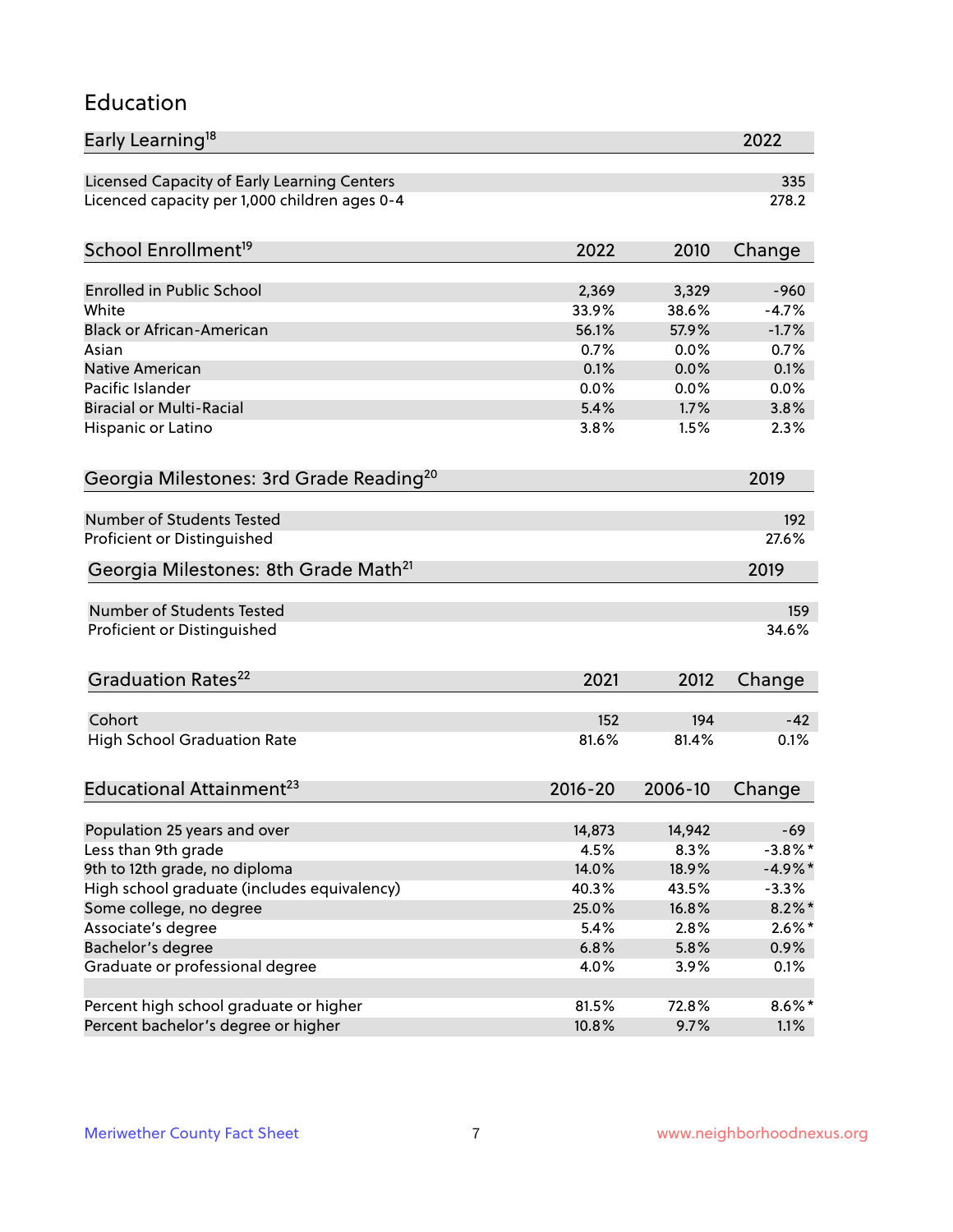# Education

| Early Learning[18] | 2022 |
|---|---|
| Licensed Capacity of Early Learning Centers | 335 |
| Licenced capacity per 1,000 children ages 0-4 | 278.2 |

| School Enrollment[19] | 2022 | 2010 | Change |
|---|---|---|---|
| Enrolled in Public School | 2,369 | 3,329 | -960 |
| White | 33.9% | 38.6% | -4.7% |
| Black or African-American | 56.1% | 57.9% | -1.7% |
| Asian | 0.7% | 0.0% | 0.7% |
| Native American | 0.1% | 0.0% | 0.1% |
| Pacific Islander | 0.0% | 0.0% | 0.0% |
| Biracial or Multi-Racial | 5.4% | 1.7% | 3.8% |
| Hispanic or Latino | 3.8% | 1.5% | 2.3% |

| Georgia Milestones: 3rd Grade Reading[20] | 2019 |
|---|---|
| Number of Students Tested | 192 |
| Proficient or Distinguished | 27.6% |

| Georgia Milestones: 8th Grade Math[21] | 2019 |
|---|---|
| Number of Students Tested | 159 |
| Proficient or Distinguished | 34.6% |

| Graduation Rates[22] | 2021 | 2012 | Change |
|---|---|---|---|
| Cohort | 152 | 194 | -42 |
| High School Graduation Rate | 81.6% | 81.4% | 0.1% |

| Educational Attainment[23] | 2016-20 | 2006-10 | Change |
|---|---|---|---|
| Population 25 years and over | 14,873 | 14,942 | -69 |
| Less than 9th grade | 4.5% | 8.3% | -3.8%* |
| 9th to 12th grade, no diploma | 14.0% | 18.9% | -4.9%* |
| High school graduate (includes equivalency) | 40.3% | 43.5% | -3.3% |
| Some college, no degree | 25.0% | 16.8% | 8.2%* |
| Associate's degree | 5.4% | 2.8% | 2.6%* |
| Bachelor's degree | 6.8% | 5.8% | 0.9% |
| Graduate or professional degree | 4.0% | 3.9% | 0.1% |
| | | | |
| Percent high school graduate or higher | 81.5% | 72.8% | 8.6%* |
| Percent bachelor's degree or higher | 10.8% | 9.7% | 1.1% |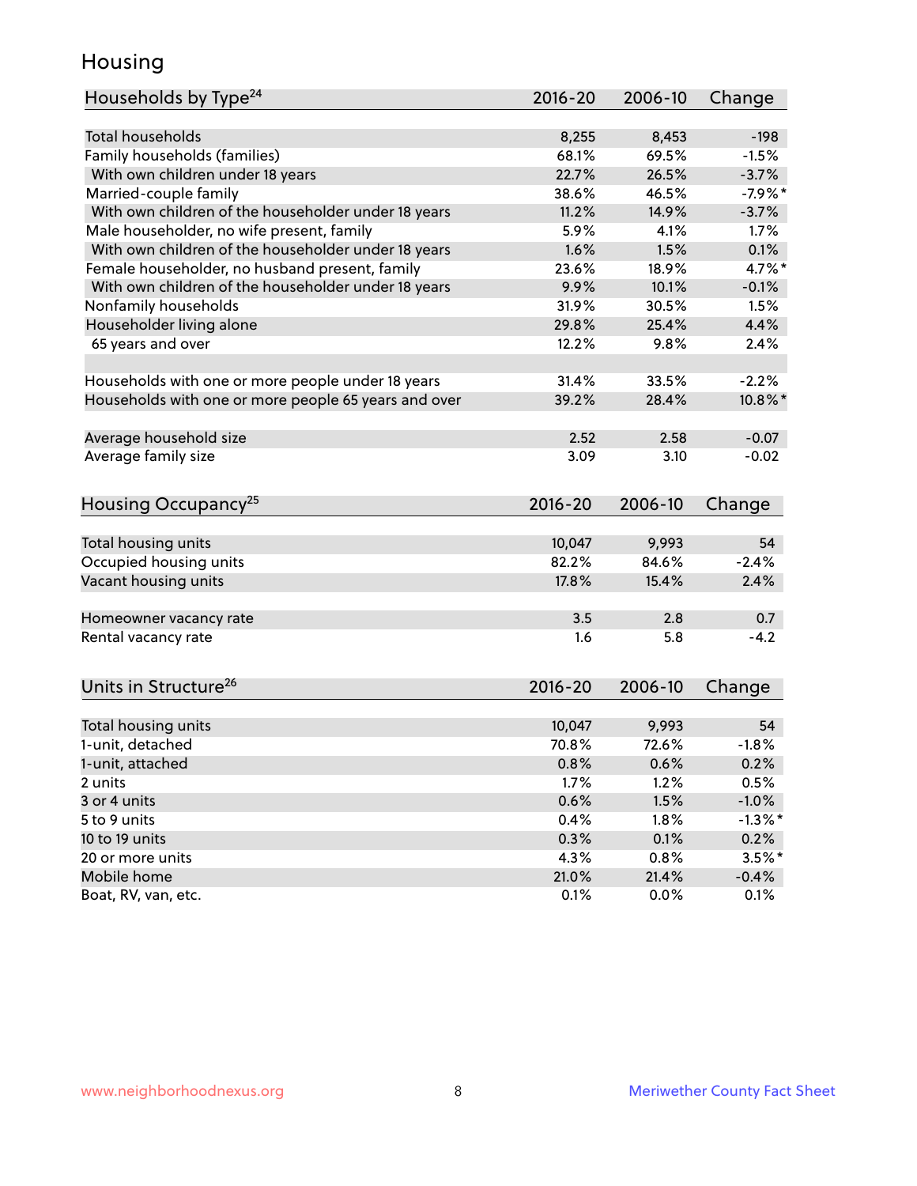# Housing

| Households by Type[24] | 2016-20 | 2006-10 | Change |
|---|---|---|---|
| Total households | 8,255 | 8,453 | -198 |
| Family households (families) | 68.1% | 69.5% | -1.5% |
| With own children under 18 years | 22.7% | 26.5% | -3.7% |
| Married-couple family | 38.6% | 46.5% | -7.9%* |
| With own children of the householder under 18 years | 11.2% | 14.9% | -3.7% |
| Male householder, no wife present, family | 5.9% | 4.1% | 1.7% |
| With own children of the householder under 18 years | 1.6% | 1.5% | 0.1% |
| Female householder, no husband present, family | 23.6% | 18.9% | 4.7%* |
| With own children of the householder under 18 years | 9.9% | 10.1% | -0.1% |
| Nonfamily households | 31.9% | 30.5% | 1.5% |
| Householder living alone | 29.8% | 25.4% | 4.4% |
| 65 years and over | 12.2% | 9.8% | 2.4% |
| | | | |
| Households with one or more people under 18 years | 31.4% | 33.5% | -2.2% |
| Households with one or more people 65 years and over | 39.2% | 28.4% | 10.8%* |
| | | | |
| Average household size | 2.52 | 2.58 | -0.07 |
| Average family size | 3.09 | 3.10 | -0.02 |

| Housing Occupancy[25] | 2016-20 | 2006-10 | Change |
|---|---|---|---|
| Total housing units | 10,047 | 9,993 | 54 |
| Occupied housing units | 82.2% | 84.6% | -2.4% |
| Vacant housing units | 17.8% | 15.4% | 2.4% |
| | | | |
| Homeowner vacancy rate | 3.5 | 2.8 | 0.7 |
| Rental vacancy rate | 1.6 | 5.8 | -4.2 |

| Units in Structure[26] | 2016-20 | 2006-10 | Change |
|---|---|---|---|
| Total housing units | 10,047 | 9,993 | 54 |
| 1-unit, detached | 70.8% | 72.6% | -1.8% |
| 1-unit, attached | 0.8% | 0.6% | 0.2% |
| 2 units | 1.7% | 1.2% | 0.5% |
| 3 or 4 units | 0.6% | 1.5% | -1.0% |
| 5 to 9 units | 0.4% | 1.8% | -1.3%* |
| 10 to 19 units | 0.3% | 0.1% | 0.2% |
| 20 or more units | 4.3% | 0.8% | 3.5%* |
| Mobile home | 21.0% | 21.4% | -0.4% |
| Boat, RV, van, etc. | 0.1% | 0.0% | 0.1% |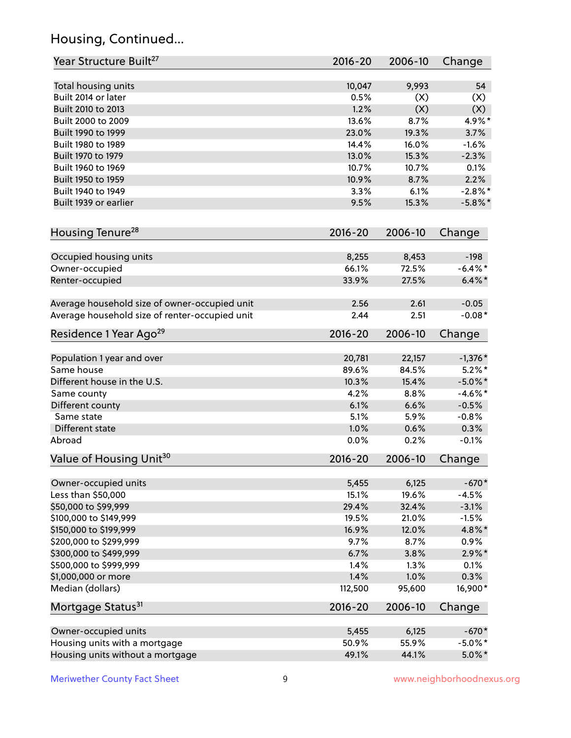## Housing, Continued...

| Year Structure Built[27] | 2016-20 | 2006-10 | Change |
|---|---|---|---|
| Total housing units | 10,047 | 9,993 | 54 |
| Built 2014 or later | 0.5% | (X) | (X) |
| Built 2010 to 2013 | 1.2% | (X) | (X) |
| Built 2000 to 2009 | 13.6% | 8.7% | 4.9%* |
| Built 1990 to 1999 | 23.0% | 19.3% | 3.7% |
| Built 1980 to 1989 | 14.4% | 16.0% | -1.6% |
| Built 1970 to 1979 | 13.0% | 15.3% | -2.3% |
| Built 1960 to 1969 | 10.7% | 10.7% | 0.1% |
| Built 1950 to 1959 | 10.9% | 8.7% | 2.2% |
| Built 1940 to 1949 | 3.3% | 6.1% | -2.8%* |
| Built 1939 or earlier | 9.5% | 15.3% | -5.8%* |

| Housing Tenure[28] | 2016-20 | 2006-10 | Change |
|---|---|---|---|
| Occupied housing units | 8,255 | 8,453 | -198 |
| Owner-occupied | 66.1% | 72.5% | -6.4%* |
| Renter-occupied | 33.9% | 27.5% | 6.4%* |
| Average household size of owner-occupied unit | 2.56 | 2.61 | -0.05 |
| Average household size of renter-occupied unit | 2.44 | 2.51 | -0.08* |

| Residence 1 Year Ago[29] | 2016-20 | 2006-10 | Change |
|---|---|---|---|
| Population 1 year and over | 20,781 | 22,157 | -1,376* |
| Same house | 89.6% | 84.5% | 5.2%* |
| Different house in the U.S. | 10.3% | 15.4% | -5.0%* |
| Same county | 4.2% | 8.8% | -4.6%* |
| Different county | 6.1% | 6.6% | -0.5% |
| Same state | 5.1% | 5.9% | -0.8% |
| Different state | 1.0% | 0.6% | 0.3% |
| Abroad | 0.0% | 0.2% | -0.1% |

| Value of Housing Unit[30] | 2016-20 | 2006-10 | Change |
|---|---|---|---|
| Owner-occupied units | 5,455 | 6,125 | -670* |
| Less than $50,000 | 15.1% | 19.6% | -4.5% |
| $50,000 to $99,999 | 29.4% | 32.4% | -3.1% |
| $100,000 to $149,999 | 19.5% | 21.0% | -1.5% |
| $150,000 to $199,999 | 16.9% | 12.0% | 4.8%* |
| $200,000 to $299,999 | 9.7% | 8.7% | 0.9% |
| $300,000 to $499,999 | 6.7% | 3.8% | 2.9%* |
| $500,000 to $999,999 | 1.4% | 1.3% | 0.1% |
| $1,000,000 or more | 1.4% | 1.0% | 0.3% |
| Median (dollars) | 112,500 | 95,600 | 16,900* |

| Mortgage Status[31] | 2016-20 | 2006-10 | Change |
|---|---|---|---|
| Owner-occupied units | 5,455 | 6,125 | -670* |
| Housing units with a mortgage | 50.9% | 55.9% | -5.0%* |
| Housing units without a mortgage | 49.1% | 44.1% | 5.0%* |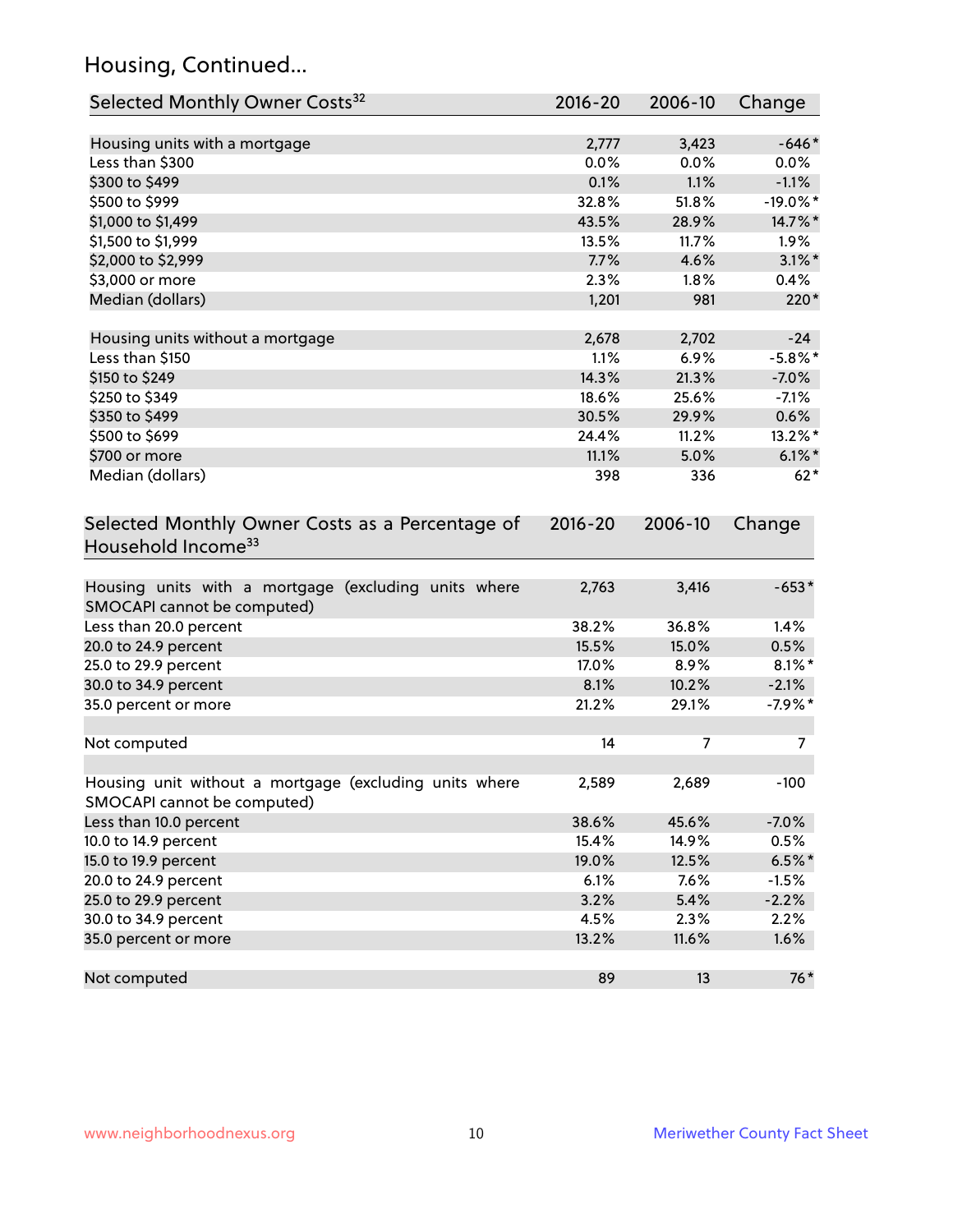## Housing, Continued...

| Selected Monthly Owner Costs[32] | 2016-20 | 2006-10 | Change |
|---|---|---|---|
| Housing units with a mortgage | 2,777 | 3,423 | -646* |
| Less than $300 | 0.0% | 0.0% | 0.0% |
| $300 to $499 | 0.1% | 1.1% | -1.1% |
| $500 to $999 | 32.8% | 51.8% | -19.0%* |
| $1,000 to $1,499 | 43.5% | 28.9% | 14.7%* |
| $1,500 to $1,999 | 13.5% | 11.7% | 1.9% |
| $2,000 to $2,999 | 7.7% | 4.6% | 3.1%* |
| $3,000 or more | 2.3% | 1.8% | 0.4% |
| Median (dollars) | 1,201 | 981 | 220* |
| | | | |
| Housing units without a mortgage | 2,678 | 2,702 | -24 |
| Less than $150 | 1.1% | 6.9% | -5.8%* |
| $150 to $249 | 14.3% | 21.3% | -7.0% |
| $250 to $349 | 18.6% | 25.6% | -7.1% |
| $350 to $499 | 30.5% | 29.9% | 0.6% |
| $500 to $699 | 24.4% | 11.2% | 13.2%* |
| $700 or more | 11.1% | 5.0% | 6.1%* |
| Median (dollars) | 398 | 336 | 62* |

| Selected Monthly Owner Costs as a Percentage of Household Income[33] | 2016-20 | 2006-10 | Change |
|---|---|---|---|
| Housing units with a mortgage (excluding units where SMOCAPI cannot be computed) | 2,763 | 3,416 | -653* |
| Less than 20.0 percent | 38.2% | 36.8% | 1.4% |
| 20.0 to 24.9 percent | 15.5% | 15.0% | 0.5% |
| 25.0 to 29.9 percent | 17.0% | 8.9% | 8.1%* |
| 30.0 to 34.9 percent | 8.1% | 10.2% | -2.1% |
| 35.0 percent or more | 21.2% | 29.1% | -7.9%* |
| | | | |
| Not computed | 14 | 7 | 7 |
| | | | |
| Housing unit without a mortgage (excluding units where SMOCAPI cannot be computed) | 2,589 | 2,689 | -100 |
| Less than 10.0 percent | 38.6% | 45.6% | -7.0% |
| 10.0 to 14.9 percent | 15.4% | 14.9% | 0.5% |
| 15.0 to 19.9 percent | 19.0% | 12.5% | 6.5%* |
| 20.0 to 24.9 percent | 6.1% | 7.6% | -1.5% |
| 25.0 to 29.9 percent | 3.2% | 5.4% | -2.2% |
| 30.0 to 34.9 percent | 4.5% | 2.3% | 2.2% |
| 35.0 percent or more | 13.2% | 11.6% | 1.6% |
| | | | |
| Not computed | 89 | 13 | 76* |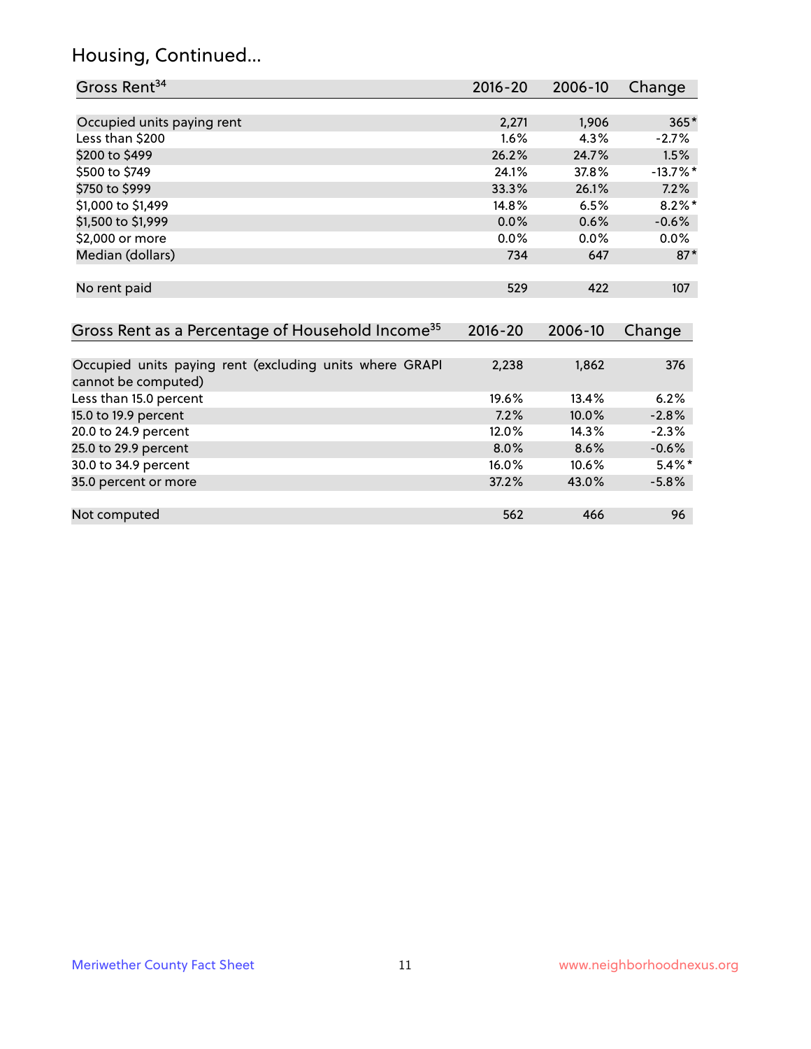# Housing, Continued...

| Gross Rent[34] | 2016-20 | 2006-10 | Change |
|---|---|---|---|
| Occupied units paying rent | 2,271 | 1,906 | 365* |
| Less than $200 | 1.6% | 4.3% | -2.7% |
| $200 to $499 | 26.2% | 24.7% | 1.5% |
| $500 to $749 | 24.1% | 37.8% | -13.7%* |
| $750 to $999 | 33.3% | 26.1% | 7.2% |
| $1,000 to $1,499 | 14.8% | 6.5% | 8.2%* |
| $1,500 to $1,999 | 0.0% | 0.6% | -0.6% |
| $2,000 or more | 0.0% | 0.0% | 0.0% |
| Median (dollars) | 734 | 647 | 87* |
| No rent paid | 529 | 422 | 107 |

| Gross Rent as a Percentage of Household Income[35] | 2016-20 | 2006-10 | Change |
|---|---|---|---|
| Occupied units paying rent (excluding units where GRAPI cannot be computed) | 2,238 | 1,862 | 376 |
| Less than 15.0 percent | 19.6% | 13.4% | 6.2% |
| 15.0 to 19.9 percent | 7.2% | 10.0% | -2.8% |
| 20.0 to 24.9 percent | 12.0% | 14.3% | -2.3% |
| 25.0 to 29.9 percent | 8.0% | 8.6% | -0.6% |
| 30.0 to 34.9 percent | 16.0% | 10.6% | 5.4%* |
| 35.0 percent or more | 37.2% | 43.0% | -5.8% |
| Not computed | 562 | 466 | 96 |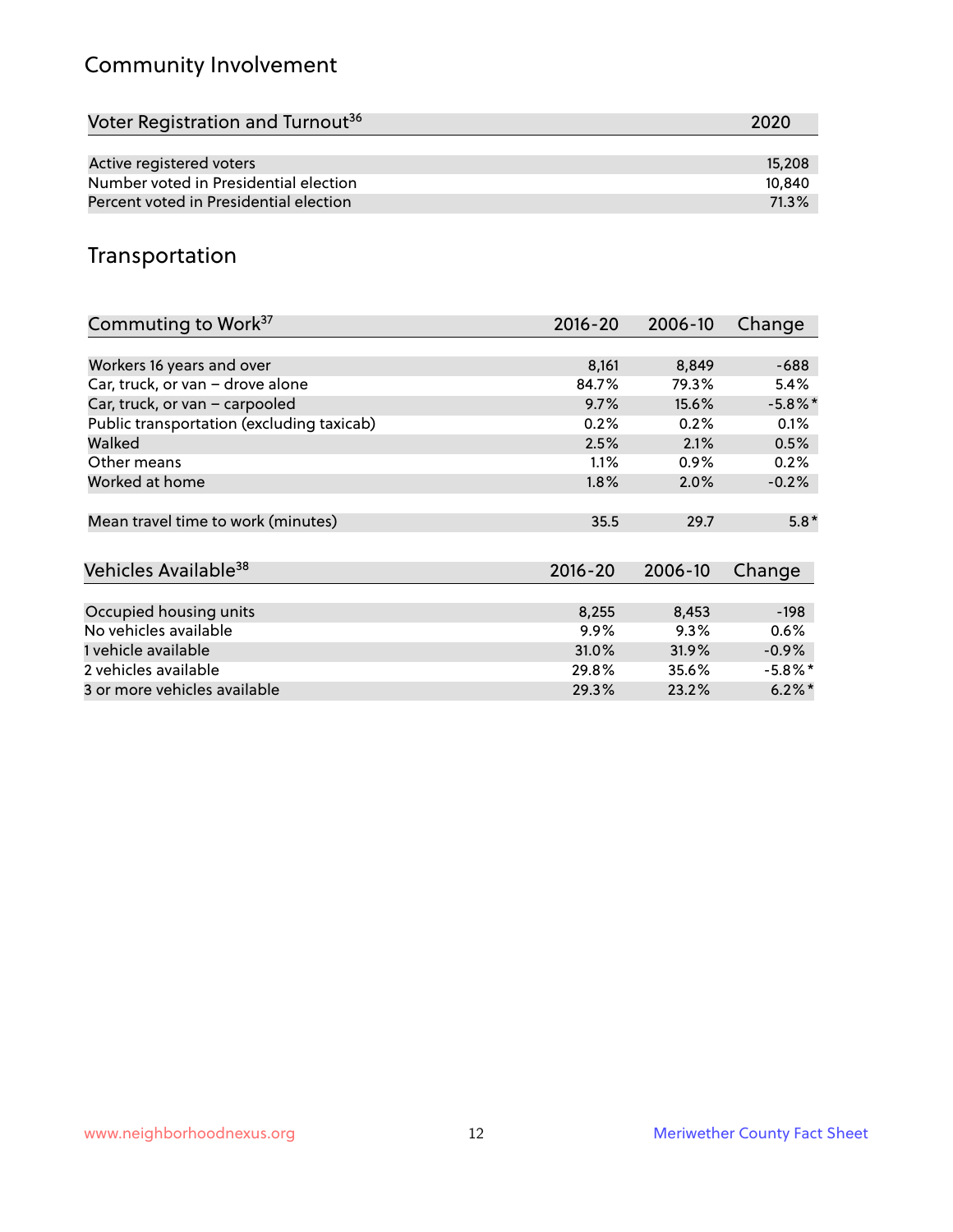## Community Involvement

| Voter Registration and Turnout[36] | 2020 |
|---|---|
| Active registered voters | 15,208 |
| Number voted in Presidential election | 10,840 |
| Percent voted in Presidential election | 71.3% |

## Transportation

| Commuting to Work[37] | 2016-20 | 2006-10 | Change |
|---|---|---|---|
| Workers 16 years and over | 8,161 | 8,849 | -688 |
| Car, truck, or van – drove alone | 84.7% | 79.3% | 5.4% |
| Car, truck, or van – carpooled | 9.7% | 15.6% | -5.8%* |
| Public transportation (excluding taxicab) | 0.2% | 0.2% | 0.1% |
| Walked | 2.5% | 2.1% | 0.5% |
| Other means | 1.1% | 0.9% | 0.2% |
| Worked at home | 1.8% | 2.0% | -0.2% |
| Mean travel time to work (minutes) | 35.5 | 29.7 | 5.8* |

| Vehicles Available[38] | 2016-20 | 2006-10 | Change |
|---|---|---|---|
| Occupied housing units | 8,255 | 8,453 | -198 |
| No vehicles available | 9.9% | 9.3% | 0.6% |
| 1 vehicle available | 31.0% | 31.9% | -0.9% |
| 2 vehicles available | 29.8% | 35.6% | -5.8%* |
| 3 or more vehicles available | 29.3% | 23.2% | 6.2%* |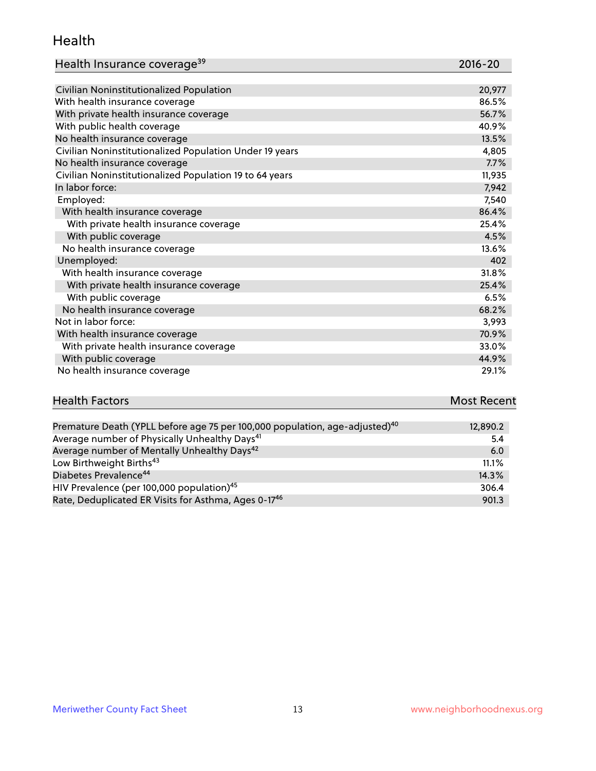## Health

| Health Insurance coverage[39] | 2016-20 |
|---|---|
| Civilian Noninstitutionalized Population | 20,977 |
| With health insurance coverage | 86.5% |
| With private health insurance coverage | 56.7% |
| With public health coverage | 40.9% |
| No health insurance coverage | 13.5% |
| Civilian Noninstitutionalized Population Under 19 years | 4,805 |
| No health insurance coverage | 7.7% |
| Civilian Noninstitutionalized Population 19 to 64 years | 11,935 |
| In labor force: | 7,942 |
| Employed: | 7,540 |
| With health insurance coverage | 86.4% |
| With private health insurance coverage | 25.4% |
| With public coverage | 4.5% |
| No health insurance coverage | 13.6% |
| Unemployed: | 402 |
| With health insurance coverage | 31.8% |
| With private health insurance coverage | 25.4% |
| With public coverage | 6.5% |
| No health insurance coverage | 68.2% |
| Not in labor force: | 3,993 |
| With health insurance coverage | 70.9% |
| With private health insurance coverage | 33.0% |
| With public coverage | 44.9% |
| No health insurance coverage | 29.1% |

| Health Factors | Most Recent |
|---|---|
| Premature Death (YPLL before age 75 per 100,000 population, age-adjusted)[40] | 12,890.2 |
| Average number of Physically Unhealthy Days[41] | 5.4 |
| Average number of Mentally Unhealthy Days[42] | 6.0 |
| Low Birthweight Births[43] | 11.1% |
| Diabetes Prevalence[44] | 14.3% |
| HIV Prevalence (per 100,000 population)[45] | 306.4 |
| Rate, Deduplicated ER Visits for Asthma, Ages 0-17[46] | 901.3 |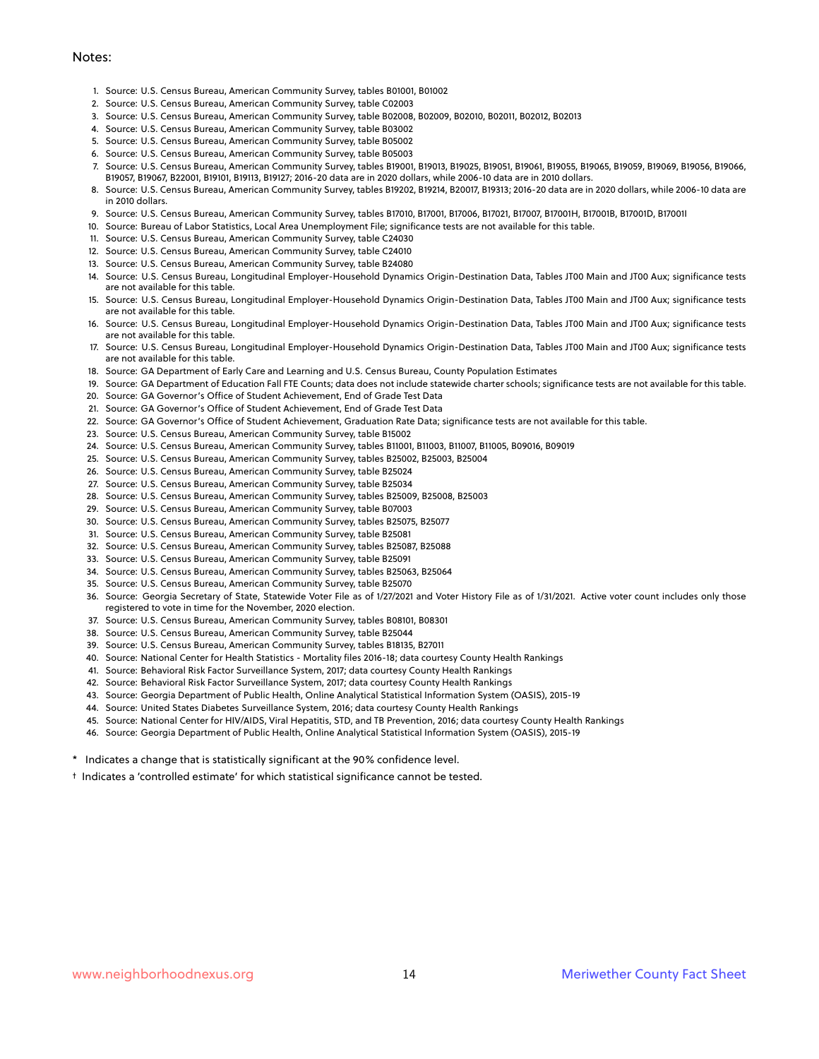Notes:

1. Source: U.S. Census Bureau, American Community Survey, tables B01001, B01002
2. Source: U.S. Census Bureau, American Community Survey, table C02003
3. Source: U.S. Census Bureau, American Community Survey, table B02008, B02009, B02010, B02011, B02012, B02013
4. Source: U.S. Census Bureau, American Community Survey, table B03002
5. Source: U.S. Census Bureau, American Community Survey, table B05002
6. Source: U.S. Census Bureau, American Community Survey, table B05003
7. Source: U.S. Census Bureau, American Community Survey, tables B19001, B19013, B19025, B19051, B19061, B19055, B19065, B19059, B19069, B19056, B19066, B19057, B19067, B22001, B19101, B19113, B19127; 2016-20 data are in 2020 dollars, while 2006-10 data are in 2010 dollars.
8. Source: U.S. Census Bureau, American Community Survey, tables B19202, B19214, B20017, B19313; 2016-20 data are in 2020 dollars, while 2006-10 data are in 2010 dollars.
9. Source: U.S. Census Bureau, American Community Survey, tables B17010, B17001, B17006, B17021, B17007, B17001H, B17001B, B17001D, B17001I
10. Source: Bureau of Labor Statistics, Local Area Unemployment File; significance tests are not available for this table.
11. Source: U.S. Census Bureau, American Community Survey, table C24030
12. Source: U.S. Census Bureau, American Community Survey, table C24010
13. Source: U.S. Census Bureau, American Community Survey, table B24080
14. Source: U.S. Census Bureau, Longitudinal Employer-Household Dynamics Origin-Destination Data, Tables JT00 Main and JT00 Aux; significance tests are not available for this table.
15. Source: U.S. Census Bureau, Longitudinal Employer-Household Dynamics Origin-Destination Data, Tables JT00 Main and JT00 Aux; significance tests are not available for this table.
16. Source: U.S. Census Bureau, Longitudinal Employer-Household Dynamics Origin-Destination Data, Tables JT00 Main and JT00 Aux; significance tests are not available for this table.
17. Source: U.S. Census Bureau, Longitudinal Employer-Household Dynamics Origin-Destination Data, Tables JT00 Main and JT00 Aux; significance tests are not available for this table.
18. Source: GA Department of Early Care and Learning and U.S. Census Bureau, County Population Estimates
19. Source: GA Department of Education Fall FTE Counts; data does not include statewide charter schools; significance tests are not available for this table.
20. Source: GA Governor's Office of Student Achievement, End of Grade Test Data
21. Source: GA Governor's Office of Student Achievement, End of Grade Test Data
22. Source: GA Governor's Office of Student Achievement, Graduation Rate Data; significance tests are not available for this table.
23. Source: U.S. Census Bureau, American Community Survey, table B15002
24. Source: U.S. Census Bureau, American Community Survey, tables B11001, B11003, B11007, B11005, B09016, B09019
25. Source: U.S. Census Bureau, American Community Survey, tables B25002, B25003, B25004
26. Source: U.S. Census Bureau, American Community Survey, table B25024
27. Source: U.S. Census Bureau, American Community Survey, table B25034
28. Source: U.S. Census Bureau, American Community Survey, tables B25009, B25008, B25003
29. Source: U.S. Census Bureau, American Community Survey, table B07003
30. Source: U.S. Census Bureau, American Community Survey, tables B25075, B25077
31. Source: U.S. Census Bureau, American Community Survey, table B25081
32. Source: U.S. Census Bureau, American Community Survey, tables B25087, B25088
33. Source: U.S. Census Bureau, American Community Survey, table B25091
34. Source: U.S. Census Bureau, American Community Survey, tables B25063, B25064
35. Source: U.S. Census Bureau, American Community Survey, table B25070
36. Source: Georgia Secretary of State, Statewide Voter File as of 1/27/2021 and Voter History File as of 1/31/2021. Active voter count includes only those registered to vote in time for the November, 2020 election.
37. Source: U.S. Census Bureau, American Community Survey, tables B08101, B08301
38. Source: U.S. Census Bureau, American Community Survey, table B25044
39. Source: U.S. Census Bureau, American Community Survey, tables B18135, B27011
40. Source: National Center for Health Statistics - Mortality files 2016-18; data courtesy County Health Rankings
41. Source: Behavioral Risk Factor Surveillance System, 2017; data courtesy County Health Rankings
42. Source: Behavioral Risk Factor Surveillance System, 2017; data courtesy County Health Rankings
43. Source: Georgia Department of Public Health, Online Analytical Statistical Information System (OASIS), 2015-19
44. Source: United States Diabetes Surveillance System, 2016; data courtesy County Health Rankings
45. Source: National Center for HIV/AIDS, Viral Hepatitis, STD, and TB Prevention, 2016; data courtesy County Health Rankings
46. Source: Georgia Department of Public Health, Online Analytical Statistical Information System (OASIS), 2015-19

* Indicates a change that is statistically significant at the 90% confidence level.

† Indicates a 'controlled estimate' for which statistical significance cannot be tested.